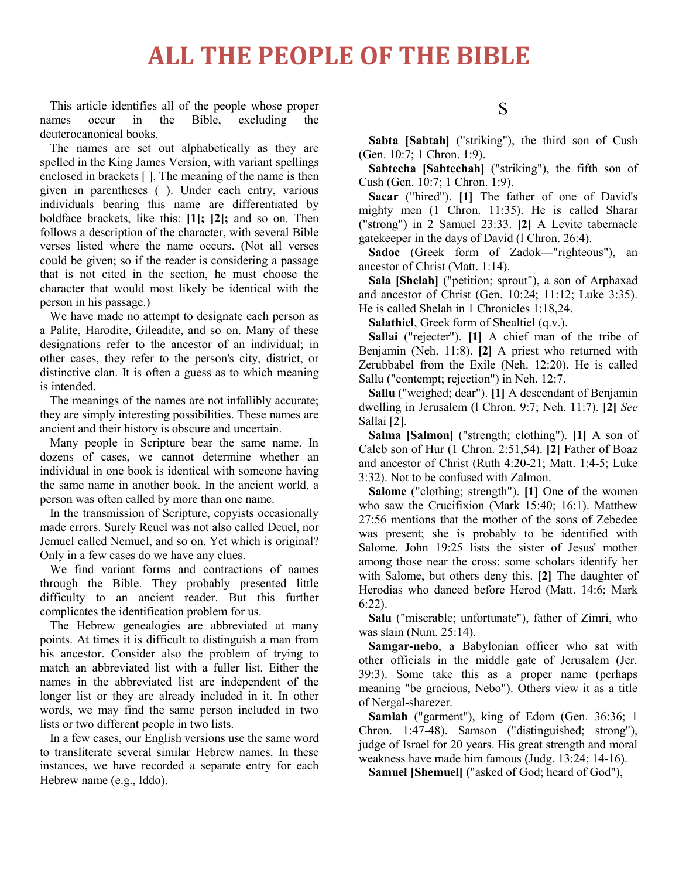# ALL THE PEOPLE OF THE BIBLE

This article identifies all of the people whose proper names occur in the Bible, excluding the deuterocanonical books.

The names are set out alphabetically as they are spelled in the King James Version, with variant spellings enclosed in brackets [ ]. The meaning of the name is then given in parentheses ( ). Under each entry, various individuals bearing this name are differentiated by boldface brackets, like this: **[1]; [2];** and so on. Then follows a description of the character, with several Bible verses listed where the name occurs. (Not all verses could be given; so if the reader is considering a passage that is not cited in the section, he must choose the character that would most likely be identical with the person in his passage.)

We have made no attempt to designate each person as a Palite, Harodite, Gileadite, and so on. Many of these designations refer to the ancestor of an individual; in other cases, they refer to the person's city, district, or distinctive clan. It is often a guess as to which meaning is intended.

The meanings of the names are not infallibly accurate; they are simply interesting possibilities. These names are ancient and their history is obscure and uncertain.

Many people in Scripture bear the same name. In dozens of cases, we cannot determine whether an individual in one book is identical with someone having the same name in another book. In the ancient world, a person was often called by more than one name.

In the transmission of Scripture, copyists occasionally made errors. Surely Reuel was not also called Deuel, nor Jemuel called Nemuel, and so on. Yet which is original? Only in a few cases do we have any clues.

We find variant forms and contractions of names through the Bible. They probably presented little difficulty to an ancient reader. But this further complicates the identification problem for us.

The Hebrew genealogies are abbreviated at many points. At times it is difficult to distinguish a man from his ancestor. Consider also the problem of trying to match an abbreviated list with a fuller list. Either the names in the abbreviated list are independent of the longer list or they are already included in it. In other words, we may find the same person included in two lists or two different people in two lists.

In a few cases, our English versions use the same word to transliterate several similar Hebrew names. In these instances, we have recorded a separate entry for each Hebrew name (e.g., Iddo).

## S

**Sabta [Sabtah]** ("striking"), the third son of Cush (Gen. 10:7; 1 Chron. 1:9).

**Sabtecha [Sabtechah]** ("striking"), the fifth son of Cush (Gen. 10:7; 1 Chron. 1:9).

**Sacar** ("hired"). **[1]** The father of one of David's mighty men (1 Chron. 11:35). He is called Sharar ("strong") in 2 Samuel 23:33. **[2]** A Levite tabernacle gatekeeper in the days of David (l Chron. 26:4).

**Sadoc** (Greek form of Zadok—"righteous"), an ancestor of Christ (Matt. 1:14).

**Sala [Shelah]** ("petition; sprout"), a son of Arphaxad and ancestor of Christ (Gen. 10:24; 11:12; Luke 3:35). He is called Shelah in 1 Chronicles 1:18,24.

**Salathiel**, Greek form of Shealtiel (q.v.).

**Sallai** ("rejecter"). **[1]** A chief man of the tribe of Benjamin (Neh. 11:8). **[2]** A priest who returned with Zerubbabel from the Exile (Neh. 12:20). He is called Sallu ("contempt; rejection") in Neh. 12:7.

**Sallu** ("weighed; dear"). **[1]** A descendant of Benjamin dwelling in Jerusalem (l Chron. 9:7; Neh. 11:7). **[2]** *See* Sallai [2].

**Salma [Salmon]** ("strength; clothing"). **[1]** A son of Caleb son of Hur (1 Chron. 2:51,54). **[2]** Father of Boaz and ancestor of Christ (Ruth 4:20-21; Matt. 1:4-5; Luke 3:32). Not to be confused with Zalmon.

**Salome** ("clothing; strength"). **[1]** One of the women who saw the Crucifixion (Mark 15:40; 16:1). Matthew 27:56 mentions that the mother of the sons of Zebedee was present; she is probably to be identified with Salome. John 19:25 lists the sister of Jesus' mother among those near the cross; some scholars identify her with Salome, but others deny this. **[2]** The daughter of Herodias who danced before Herod (Matt. 14:6; Mark 6:22).

**Salu** ("miserable; unfortunate"), father of Zimri, who was slain (Num. 25:14).

**Samgar-nebo**, a Babylonian officer who sat with other officials in the middle gate of Jerusalem (Jer. 39:3). Some take this as a proper name (perhaps meaning "be gracious, Nebo"). Others view it as a title of Nergal-sharezer.

**Samlah** ("garment"), king of Edom (Gen. 36:36; 1 Chron. 1:47-48). Samson ("distinguished; strong"), judge of Israel for 20 years. His great strength and moral weakness have made him famous (Judg. 13:24; 14-16).

**Samuel [Shemuel]** ("asked of God; heard of God"),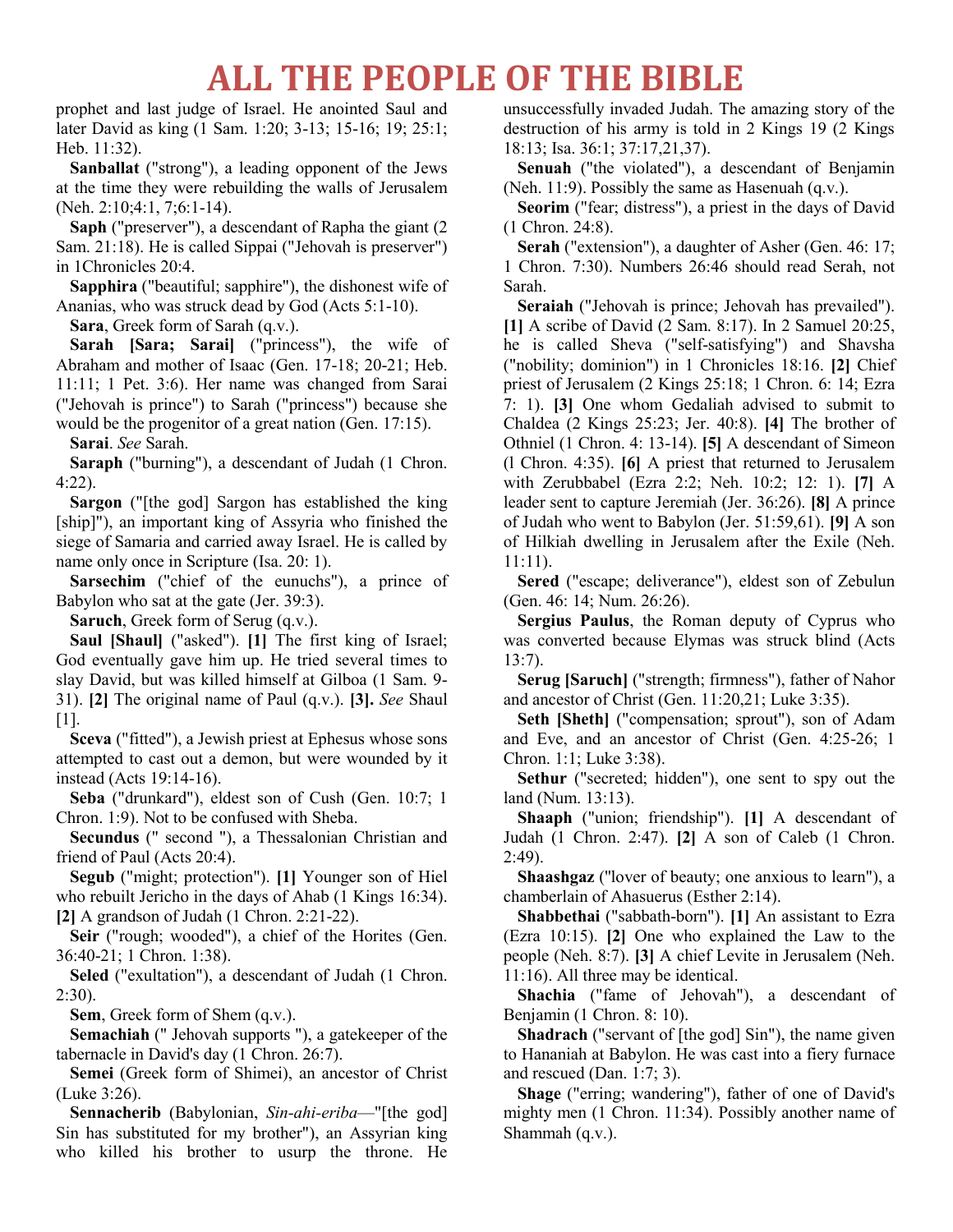prophet and last judge of Israel. He anointed Saul and later David as king (1 Sam. 1:20; 3-13; 15-16; 19; 25:1; Heb. 11:32).

**Sanballat** ("strong"), a leading opponent of the Jews at the time they were rebuilding the walls of Jerusalem (Neh. 2:10;4:1, 7;6:1-14).

**Saph** ("preserver"), a descendant of Rapha the giant (2 Sam. 21:18). He is called Sippai ("Jehovah is preserver") in 1Chronicles 20:4.

**Sapphira** ("beautiful; sapphire"), the dishonest wife of Ananias, who was struck dead by God (Acts 5:1-10).

**Sara**, Greek form of Sarah (q.v.).

**Sarah [Sara; Sarai]** ("princess"), the wife of Abraham and mother of Isaac (Gen. 17-18; 20-21; Heb. 11:11; 1 Pet. 3:6). Her name was changed from Sarai ("Jehovah is prince") to Sarah ("princess") because she would be the progenitor of a great nation (Gen. 17:15).

**Sarai**. *See* Sarah.

**Saraph** ("burning"), a descendant of Judah (1 Chron. 4:22).

**Sargon** ("[the god] Sargon has established the king [ship]"), an important king of Assyria who finished the siege of Samaria and carried away Israel. He is called by name only once in Scripture (Isa. 20: 1).

**Sarsechim** ("chief of the eunuchs"), a prince of Babylon who sat at the gate (Jer. 39:3).

**Saruch**, Greek form of Serug (q.v.).

**Saul [Shaul]** ("asked"). **[1]** The first king of Israel; God eventually gave him up. He tried several times to slay David, but was killed himself at Gilboa (1 Sam. 9-31). **[2]** The original name of Paul (q.v.). **[3].** *See* Shaul [1].

**Sceva** ("fitted"), a Jewish priest at Ephesus whose sons attempted to cast out a demon, but were wounded by it instead (Acts 19:14-16).

**Seba** ("drunkard"), eldest son of Cush (Gen. 10:7; 1 Chron. 1:9). Not to be confused with Sheba.

**Secundus** (" second "), a Thessalonian Christian and friend of Paul (Acts 20:4).

**Segub** ("might; protection"). **[1]** Younger son of Hiel who rebuilt Jericho in the days of Ahab (1 Kings 16:34). **[2]** A grandson of Judah (1 Chron. 2:21-22).

**Seir** ("rough; wooded"), a chief of the Horites (Gen. 36:40-21; 1 Chron. 1:38).

**Seled** ("exultation"), a descendant of Judah (1 Chron. 2:30).

**Sem**, Greek form of Shem (q.v.).

**Semachiah** (" Jehovah supports "), a gatekeeper of the tabernacle in David's day (1 Chron. 26:7).

**Semei** (Greek form of Shimei), an ancestor of Christ (Luke 3:26).

**Sennacherib** (Babylonian, *Sin-ahi-eriba*—"[the god] Sin has substituted for my brother"), an Assyrian king who killed his brother to usurp the throne. He unsuccessfully invaded Judah. The amazing story of the destruction of his army is told in 2 Kings 19 (2 Kings 18:13; Isa. 36:1; 37:17,21,37).

**Senuah** ("the violated"), a descendant of Benjamin (Neh. 11:9). Possibly the same as Hasenuah (q.v.).

**Seorim** ("fear; distress"), a priest in the days of David (1 Chron. 24:8).

**Serah** ("extension"), a daughter of Asher (Gen. 46: 17; 1 Chron. 7:30). Numbers 26:46 should read Serah, not Sarah.

**Seraiah** ("Jehovah is prince; Jehovah has prevailed"). **[1]** A scribe of David (2 Sam. 8:17). In 2 Samuel 20:25, he is called Sheva ("self-satisfying") and Shavsha ("nobility; dominion") in 1 Chronicles 18:16. **[2]** Chief priest of Jerusalem (2 Kings 25:18; 1 Chron. 6: 14; Ezra 7: 1). **[3]** One whom Gedaliah advised to submit to Chaldea (2 Kings 25:23; Jer. 40:8). **[4]** The brother of Othniel (1 Chron. 4: 13-14). **[5]** A descendant of Simeon (l Chron. 4:35). **[6]** A priest that returned to Jerusalem with Zerubbabel (Ezra 2:2; Neh. 10:2; 12: 1). **[7]** A leader sent to capture Jeremiah (Jer. 36:26). **[8]** A prince of Judah who went to Babylon (Jer. 51:59,61). **[9]** A son of Hilkiah dwelling in Jerusalem after the Exile (Neh. 11:11).

**Sered** ("escape; deliverance"), eldest son of Zebulun (Gen. 46: 14; Num. 26:26).

**Sergius Paulus**, the Roman deputy of Cyprus who was converted because Elymas was struck blind (Acts 13:7).

**Serug [Saruch]** ("strength; firmness"), father of Nahor and ancestor of Christ (Gen. 11:20,21; Luke 3:35).

**Seth [Sheth]** ("compensation; sprout"), son of Adam and Eve, and an ancestor of Christ (Gen. 4:25-26; 1 Chron. 1:1; Luke 3:38).

**Sethur** ("secreted; hidden"), one sent to spy out the land (Num. 13:13).

**Shaaph** ("union; friendship"). **[1]** A descendant of Judah (1 Chron. 2:47). **[2]** A son of Caleb (1 Chron. 2:49).

**Shaashgaz** ("lover of beauty; one anxious to learn"), a chamberlain of Ahasuerus (Esther 2:14).

**Shabbethai** ("sabbath-born"). **[1]** An assistant to Ezra (Ezra 10:15). **[2]** One who explained the Law to the people (Neh. 8:7). **[3]** A chief Levite in Jerusalem (Neh. 11:16). All three may be identical.

**Shachia** ("fame of Jehovah"), a descendant of Benjamin (1 Chron. 8: 10).

**Shadrach** ("servant of [the god] Sin"), the name given to Hananiah at Babylon. He was cast into a fiery furnace and rescued (Dan. 1:7; 3).

**Shage** ("erring; wandering"), father of one of David's mighty men (1 Chron. 11:34). Possibly another name of Shammah (q.v.).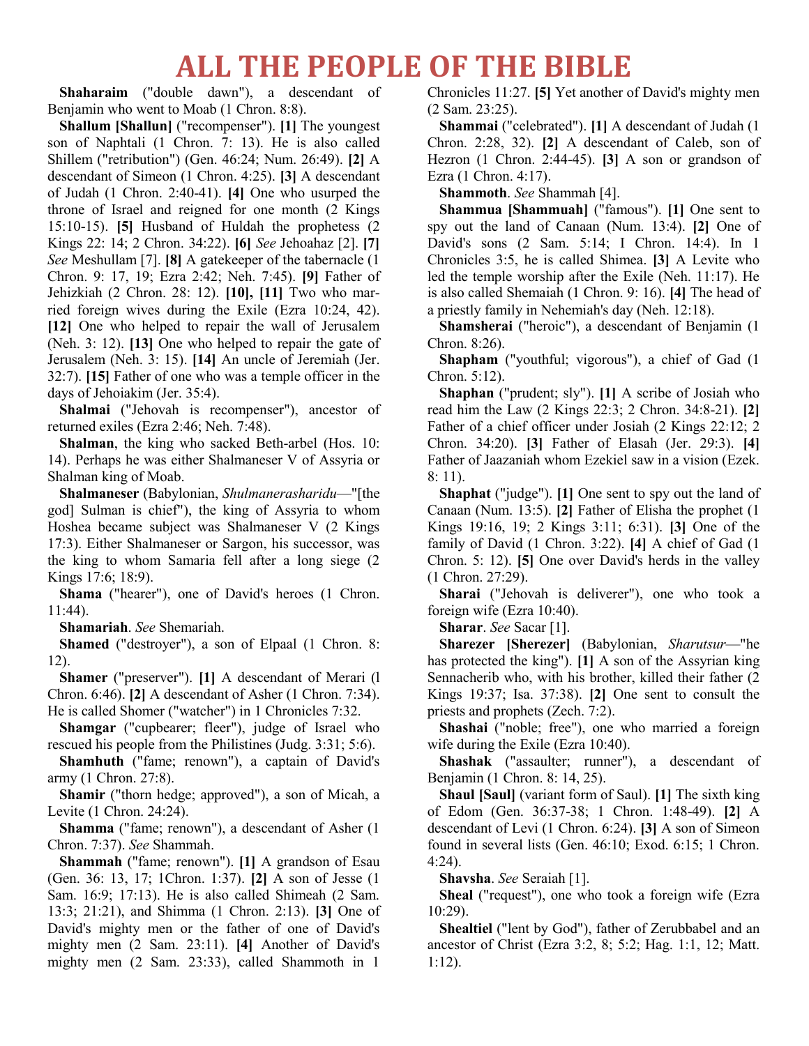# ALL THE PEOPLE OF THE BIBLE

**Shaharaim** ("double dawn"), a descendant of Benjamin who went to Moab (1 Chron. 8:8).

**Shallum [Shallun]** ("recompenser"). **[1]** The youngest son of Naphtali (1 Chron. 7: 13). He is also called Shillem ("retribution") (Gen. 46:24; Num. 26:49). **[2]** A descendant of Simeon (1 Chron. 4:25). **[3]** A descendant of Judah (1 Chron. 2:40-41). **[4]** One who usurped the throne of Israel and reigned for one month (2 Kings 15:10-15). **[5]** Husband of Huldah the prophetess (2 Kings 22: 14; 2 Chron. 34:22). **[6]** *See* Jehoahaz [2]. **[7]** *See* Meshullam [7]. **[8]** A gatekeeper of the tabernacle (1 Chron. 9: 17, 19; Ezra 2:42; Neh. 7:45). **[9]** Father of Jehizkiah (2 Chron. 28: 12). **[10], [11]** Two who married foreign wives during the Exile (Ezra 10:24, 42). **[12]** One who helped to repair the wall of Jerusalem (Neh. 3: 12). **[13]** One who helped to repair the gate of Jerusalem (Neh. 3: 15). **[14]** An uncle of Jeremiah (Jer. 32:7). **[15]** Father of one who was a temple officer in the days of Jehoiakim (Jer. 35:4).

**Shalmai** ("Jehovah is recompenser"), ancestor of returned exiles (Ezra 2:46; Neh. 7:48).

**Shalman**, the king who sacked Beth-arbel (Hos. 10: 14). Perhaps he was either Shalmaneser V of Assyria or Shalman king of Moab.

**Shalmaneser** (Babylonian, *Shulmanerasharidu*—"[the god] Sulman is chief"), the king of Assyria to whom Hoshea became subject was Shalmaneser V (2 Kings 17:3). Either Shalmaneser or Sargon, his successor, was the king to whom Samaria fell after a long siege (2 Kings 17:6; 18:9).

**Shama** ("hearer"), one of David's heroes (1 Chron. 11:44).

**Shamariah**. *See* Shemariah.

**Shamed** ("destroyer"), a son of Elpaal (1 Chron. 8: 12).

**Shamer** ("preserver"). **[1]** A descendant of Merari (l Chron. 6:46). **[2]** A descendant of Asher (1 Chron. 7:34). He is called Shomer ("watcher") in 1 Chronicles 7:32.

**Shamgar** ("cupbearer; fleer"), judge of Israel who rescued his people from the Philistines (Judg. 3:31; 5:6).

**Shamhuth** ("fame; renown"), a captain of David's army (1 Chron. 27:8).

**Shamir** ("thorn hedge; approved"), a son of Micah, a Levite (1 Chron. 24:24).

**Shamma** ("fame; renown"), a descendant of Asher (1 Chron. 7:37). *See* Shammah.

**Shammah** ("fame; renown"). **[1]** A grandson of Esau (Gen. 36: 13, 17; 1Chron. 1:37). **[2]** A son of Jesse (1 Sam. 16:9; 17:13). He is also called Shimeah (2 Sam. 13:3; 21:21), and Shimma (1 Chron. 2:13). **[3]** One of David's mighty men or the father of one of David's mighty men (2 Sam. 23:11). **[4]** Another of David's mighty men (2 Sam. 23:33), called Shammoth in 1 Chronicles 11:27. **[5]** Yet another of David's mighty men (2 Sam. 23:25).

**Shammai** ("celebrated"). **[1]** A descendant of Judah (1 Chron. 2:28, 32). **[2]** A descendant of Caleb, son of Hezron (1 Chron. 2:44-45). **[3]** A son or grandson of Ezra (1 Chron. 4:17).

**Shammoth**. *See* Shammah [4].

**Shammua [Shammuah]** ("famous"). **[1]** One sent to spy out the land of Canaan (Num. 13:4). **[2]** One of David's sons (2 Sam. 5:14; I Chron. 14:4). In 1 Chronicles 3:5, he is called Shimea. **[3]** A Levite who led the temple worship after the Exile (Neh. 11:17). He is also called Shemaiah (1 Chron. 9: 16). **[4]** The head of a priestly family in Nehemiah's day (Neh. 12:18).

**Shamsherai** ("heroic"), a descendant of Benjamin (1 Chron. 8:26).

**Shapham** ("youthful; vigorous"), a chief of Gad (1 Chron. 5:12).

**Shaphan** ("prudent; sly"). **[1]** A scribe of Josiah who read him the Law (2 Kings 22:3; 2 Chron. 34:8-21). **[2]** Father of a chief officer under Josiah (2 Kings 22:12; 2 Chron. 34:20). **[3]** Father of Elasah (Jer. 29:3). **[4]** Father of Jaazaniah whom Ezekiel saw in a vision (Ezek. 8: 11).

**Shaphat** ("judge"). **[1]** One sent to spy out the land of Canaan (Num. 13:5). **[2]** Father of Elisha the prophet (1 Kings 19:16, 19; 2 Kings 3:11; 6:31). **[3]** One of the family of David (1 Chron. 3:22). **[4]** A chief of Gad (1 Chron. 5: 12). **[5]** One over David's herds in the valley (1 Chron. 27:29).

**Sharai** ("Jehovah is deliverer"), one who took a foreign wife (Ezra 10:40).

**Sharar**. *See* Sacar [1].

**Sharezer [Sherezer]** (Babylonian, *Sharutsur*—"he has protected the king"). **[1]** A son of the Assyrian king Sennacherib who, with his brother, killed their father (2 Kings 19:37; Isa. 37:38). **[2]** One sent to consult the priests and prophets (Zech. 7:2).

**Shashai** ("noble; free"), one who married a foreign wife during the Exile (Ezra 10:40).

**Shashak** ("assaulter; runner"), a descendant of Benjamin (1 Chron. 8: 14, 25).

**Shaul [Saul]** (variant form of Saul). **[1]** The sixth king of Edom (Gen. 36:37-38; 1 Chron. 1:48-49). **[2]** A descendant of Levi (1 Chron. 6:24). **[3]** A son of Simeon found in several lists (Gen. 46:10; Exod. 6:15; 1 Chron. 4:24).

**Shavsha**. *See* Seraiah [1].

**Sheal** ("request"), one who took a foreign wife (Ezra 10:29).

**Shealtiel** ("lent by God"), father of Zerubbabel and an ancestor of Christ (Ezra 3:2, 8; 5:2; Hag. 1:1, 12; Matt. 1:12).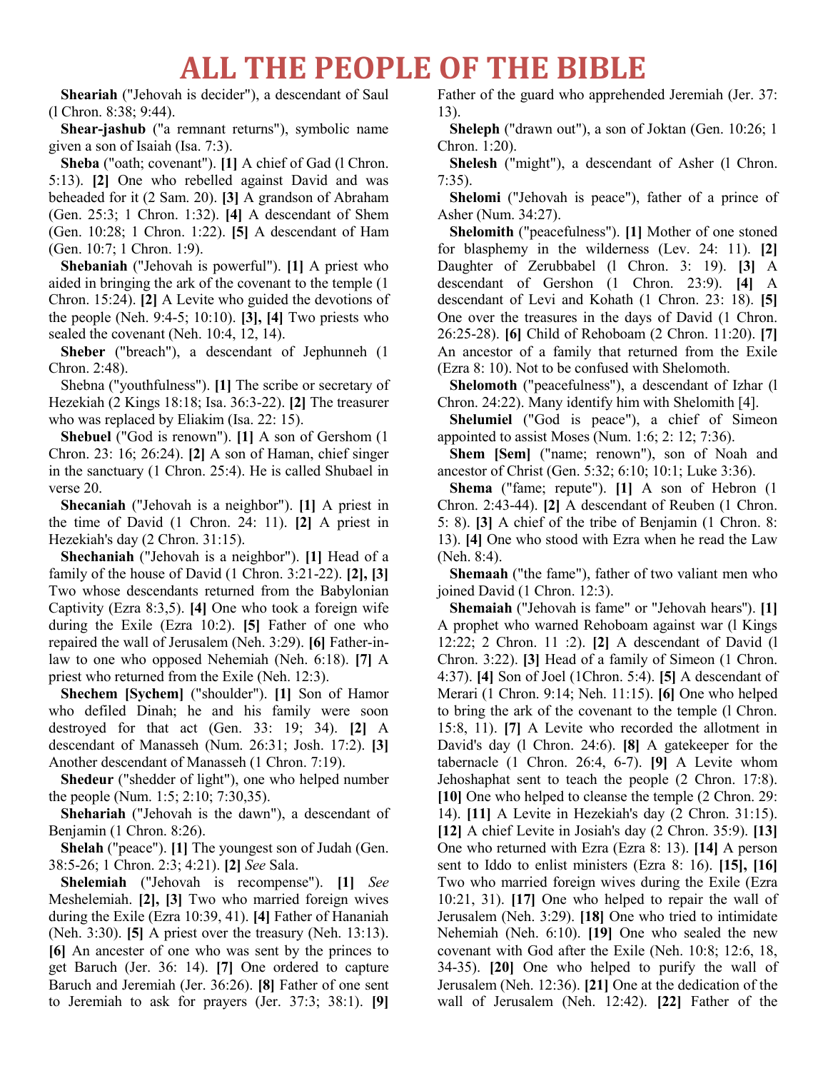# ALL THE PEOPLE OF THE BIBLE

**Sheariah** ("Jehovah is decider"), a descendant of Saul (l Chron. 8:38; 9:44).

**Shear-jashub** ("a remnant returns"), symbolic name given a son of Isaiah (Isa. 7:3).

**Sheba** ("oath; covenant"). **[1]** A chief of Gad (l Chron. 5:13). **[2]** One who rebelled against David and was beheaded for it (2 Sam. 20). **[3]** A grandson of Abraham (Gen. 25:3; 1 Chron. 1:32). **[4]** A descendant of Shem (Gen. 10:28; 1 Chron. 1:22). **[5]** A descendant of Ham (Gen. 10:7; 1 Chron. 1:9).

**Shebaniah** ("Jehovah is powerful"). **[1]** A priest who aided in bringing the ark of the covenant to the temple (1 Chron. 15:24). **[2]** A Levite who guided the devotions of the people (Neh. 9:4-5; 10:10). **[3], [4]** Two priests who sealed the covenant (Neh. 10:4, 12, 14).

**Sheber** ("breach"), a descendant of Jephunneh (1 Chron. 2:48).

Shebna ("youthfulness"). **[1]** The scribe or secretary of Hezekiah (2 Kings 18:18; Isa. 36:3-22). **[2]** The treasurer who was replaced by Eliakim (Isa. 22: 15).

**Shebuel** ("God is renown"). **[1]** A son of Gershom (1 Chron. 23: 16; 26:24). **[2]** A son of Haman, chief singer in the sanctuary (1 Chron. 25:4). He is called Shubael in verse 20.

**Shecaniah** ("Jehovah is a neighbor"). **[1]** A priest in the time of David (1 Chron. 24: 11). **[2]** A priest in Hezekiah's day (2 Chron. 31:15).

**Shechaniah** ("Jehovah is a neighbor"). **[1]** Head of a family of the house of David (1 Chron. 3:21-22). **[2], [3]** Two whose descendants returned from the Babylonian Captivity (Ezra 8:3,5). **[4]** One who took a foreign wife during the Exile (Ezra 10:2). **[5]** Father of one who repaired the wall of Jerusalem (Neh. 3:29). **[6]** Father-in-law to one who opposed Nehemiah (Neh. 6:18). **[7]** A priest who returned from the Exile (Neh. 12:3).

**Shechem [Sychem]** ("shoulder"). **[1]** Son of Hamor who defiled Dinah; he and his family were soon destroyed for that act (Gen. 33: 19; 34). **[2]** A descendant of Manasseh (Num. 26:31; Josh. 17:2). **[3]** Another descendant of Manasseh (1 Chron. 7:19).

**Shedeur** ("shedder of light"), one who helped number the people (Num. 1:5; 2:10; 7:30,35).

**Shehariah** ("Jehovah is the dawn"), a descendant of Benjamin (1 Chron. 8:26).

**Shelah** ("peace"). **[1]** The youngest son of Judah (Gen. 38:5-26; 1 Chron. 2:3; 4:21). **[2]** *See* Sala.

**Shelemiah** ("Jehovah is recompense"). **[1]** *See* Meshelemiah. **[2], [3]** Two who married foreign wives during the Exile (Ezra 10:39, 41). **[4]** Father of Hananiah (Neh. 3:30). **[5]** A priest over the treasury (Neh. 13:13). **[6]** An ancester of one who was sent by the princes to get Baruch (Jer. 36: 14). **[7]** One ordered to capture Baruch and Jeremiah (Jer. 36:26). **[8]** Father of one sent to Jeremiah to ask for prayers (Jer. 37:3; 38:1). **[9]** Father of the guard who apprehended Jeremiah (Jer. 37: 13).

**Sheleph** ("drawn out"), a son of Joktan (Gen. 10:26; 1 Chron. 1:20).

**Shelesh** ("might"), a descendant of Asher (l Chron. 7:35).

**Shelomi** ("Jehovah is peace"), father of a prince of Asher (Num. 34:27).

**Shelomith** ("peacefulness"). **[1]** Mother of one stoned for blasphemy in the wilderness (Lev. 24: 11). **[2]** Daughter of Zerubbabel (l Chron. 3: 19). **[3]** A descendant of Gershon (1 Chron. 23:9). **[4]** A descendant of Levi and Kohath (1 Chron. 23: 18). **[5]** One over the treasures in the days of David (1 Chron. 26:25-28). **[6]** Child of Rehoboam (2 Chron. 11:20). **[7]** An ancestor of a family that returned from the Exile (Ezra 8: 10). Not to be confused with Shelomoth.

**Shelomoth** ("peacefulness"), a descendant of Izhar (l Chron. 24:22). Many identify him with Shelomith [4].

**Shelumiel** ("God is peace"), a chief of Simeon appointed to assist Moses (Num. 1:6; 2: 12; 7:36).

**Shem [Sem]** ("name; renown"), son of Noah and ancestor of Christ (Gen. 5:32; 6:10; 10:1; Luke 3:36).

**Shema** ("fame; repute"). **[1]** A son of Hebron (1 Chron. 2:43-44). **[2]** A descendant of Reuben (1 Chron. 5: 8). **[3]** A chief of the tribe of Benjamin (1 Chron. 8: 13). **[4]** One who stood with Ezra when he read the Law (Neh. 8:4).

**Shemaah** ("the fame"), father of two valiant men who joined David (1 Chron. 12:3).

**Shemaiah** ("Jehovah is fame" or "Jehovah hears"). **[1]** A prophet who warned Rehoboam against war (l Kings 12:22; 2 Chron. 11 :2). **[2]** A descendant of David (l Chron. 3:22). **[3]** Head of a family of Simeon (1 Chron. 4:37). **[4]** Son of Joel (1Chron. 5:4). **[5]** A descendant of Merari (1 Chron. 9:14; Neh. 11:15). **[6]** One who helped to bring the ark of the covenant to the temple (l Chron. 15:8, 11). **[7]** A Levite who recorded the allotment in David's day (l Chron. 24:6). **[8]** A gatekeeper for the tabernacle (1 Chron. 26:4, 6-7). **[9]** A Levite whom Jehoshaphat sent to teach the people (2 Chron. 17:8). **[10]** One who helped to cleanse the temple (2 Chron. 29: 14). **[11]** A Levite in Hezekiah's day (2 Chron. 31:15). **[12]** A chief Levite in Josiah's day (2 Chron. 35:9). **[13]** One who returned with Ezra (Ezra 8: 13). **[14]** A person sent to Iddo to enlist ministers (Ezra 8: 16). **[15], [16]** Two who married foreign wives during the Exile (Ezra 10:21, 31). **[17]** One who helped to repair the wall of Jerusalem (Neh. 3:29). **[18]** One who tried to intimidate Nehemiah (Neh. 6:10). **[19]** One who sealed the new covenant with God after the Exile (Neh. 10:8; 12:6, 18, 34-35). **[20]** One who helped to purify the wall of Jerusalem (Neh. 12:36). **[21]** One at the dedication of the wall of Jerusalem (Neh. 12:42). **[22]** Father of the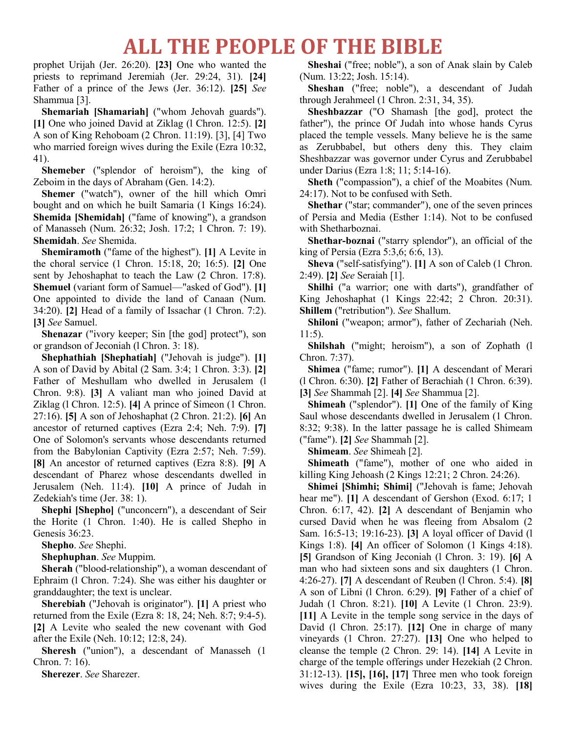prophet Urijah (Jer. 26:20). **[23]** One who wanted the priests to reprimand Jeremiah (Jer. 29:24, 31). **[24]** Father of a prince of the Jews (Jer. 36:12). **[25]** *See* Shammua [3].

**Shemariah [Shamariah]** ("whom Jehovah guards"). **[1]** One who joined David at Ziklag (l Chron. 12:5). **[2]** A son of King Rehoboam (2 Chron. 11:19). [3], [4] Two who married foreign wives during the Exile (Ezra 10:32, 41).

**Shemeber** ("splendor of heroism"), the king of Zeboim in the days of Abraham (Gen. 14:2).

**Shemer** ("watch"), owner of the hill which Omri bought and on which he built Samaria (1 Kings 16:24).

**Shemida [Shemidah]** ("fame of knowing"), a grandson of Manasseh (Num. 26:32; Josh. 17:2; 1 Chron. 7: 19).

**Shemidah**. *See* Shemida.

**Shemiramoth** ("fame of the highest"). **[1]** A Levite in the choral service (1 Chron. 15:18, 20; 16:5). **[2]** One sent by Jehoshaphat to teach the Law (2 Chron. 17:8).

**Shemuel** (variant form of Samuel—"asked of God"). **[1]** One appointed to divide the land of Canaan (Num. 34:20). **[2]** Head of a family of Issachar (1 Chron. 7:2). **[3]** *See* Samuel.

**Shenazar** ("ivory keeper; Sin [the god] protect"), son or grandson of Jeconiah (l Chron. 3: 18).

**Shephathiah [Shephatiah]** ("Jehovah is judge"). **[1]** A son of David by Abital (2 Sam. 3:4; 1 Chron. 3:3). **[2]** Father of Meshullam who dwelled in Jerusalem (l Chron. 9:8). **[3]** A valiant man who joined David at Ziklag (l Chron. 12:5). **[4]** A prince of Simeon (1 Chron. 27:16). **[5]** A son of Jehoshaphat (2 Chron. 21:2). **[6]** An ancestor of returned captives (Ezra 2:4; Neh. 7:9). **[7]** One of Solomon's servants whose descendants returned from the Babylonian Captivity (Ezra 2:57; Neh. 7:59). **[8]** An ancestor of returned captives (Ezra 8:8). **[9]** A descendant of Pharez whose descendants dwelled in Jerusalem (Neh. 11:4). **[10]** A prince of Judah in Zedekiah's time (Jer. 38: 1).

**Shephi [Shepho]** ("unconcern"), a descendant of Seir the Horite (1 Chron. 1:40). He is called Shepho in Genesis 36:23.

**Shepho**. *See* Shephi.

**Shephuphan**. *See* Muppim.

**Sherah** ("blood-relationship"), a woman descendant of Ephraim (l Chron. 7:24). She was either his daughter or granddaughter; the text is unclear.

**Sherebiah** ("Jehovah is originator"). **[1]** A priest who returned from the Exile (Ezra 8: 18, 24; Neh. 8:7; 9:4-5). **[2]** A Levite who sealed the new covenant with God after the Exile (Neh. 10:12; 12:8, 24).

**Sheresh** ("union"), a descendant of Manasseh (1 Chron. 7: 16).

**Sherezer**. *See* Sharezer.

**Sheshai** ("free; noble"), a son of Anak slain by Caleb (Num. 13:22; Josh. 15:14).

**Sheshan** ("free; noble"), a descendant of Judah through Jerahmeel (1 Chron. 2:31, 34, 35).

**Sheshbazzar** ("O Shamash [the god], protect the father"), the prince Of Judah into whose hands Cyrus placed the temple vessels. Many believe he is the same as Zerubbabel, but others deny this. They claim Sheshbazzar was governor under Cyrus and Zerubbabel under Darius (Ezra 1:8; 11; 5:14-16).

**Sheth** ("compassion"), a chief of the Moabites (Num. 24:17). Not to be confused with Seth.

**Shethar** ("star; commander"), one of the seven princes of Persia and Media (Esther 1:14). Not to be confused with Shetharboznai.

**Shethar-boznai** ("starry splendor"), an official of the king of Persia (Ezra 5:3,6; 6:6, 13).

**Sheva** ("self-satisfying"). **[1]** A son of Caleb (1 Chron. 2:49). **[2]** *See* Seraiah [1].

**Shilhi** ("a warrior; one with darts"), grandfather of King Jehoshaphat (1 Kings 22:42; 2 Chron. 20:31).

**Shillem** ("retribution"). *See* Shallum.

**Shiloni** ("weapon; armor"), father of Zechariah (Neh. 11:5).

**Shilshah** ("might; heroism"), a son of Zophath (l Chron. 7:37).

**Shimea** ("fame; rumor"). **[1]** A descendant of Merari (l Chron. 6:30). **[2]** Father of Berachiah (1 Chron. 6:39). **[3]** *See* Shammah [2]. **[4]** *See* Shammua [2].

**Shimeah** ("splendor"). **[1]** One of the family of King Saul whose descendants dwelled in Jerusalem (1 Chron. 8:32; 9:38). In the latter passage he is called Shimeam ("fame"). **[2]** *See* Shammah [2].

**Shimeam**. *See* Shimeah [2].

**Shimeath** ("fame"), mother of one who aided in killing King Jehoash (2 Kings 12:21; 2 Chron. 24:26).

**Shimei [Shimhi; Shimi]** ("Jehovah is fame; Jehovah hear me"). **[1]** A descendant of Gershon (Exod. 6:17; 1 Chron. 6:17, 42). **[2]** A descendant of Benjamin who cursed David when he was fleeing from Absalom (2 Sam. 16:5-13; 19:16-23). **[3]** A loyal officer of David (l Kings 1:8). **[4]** An officer of Solomon (1 Kings 4:18). **[5]** Grandson of King Jeconiah (l Chron. 3: 19). **[6]** A man who had sixteen sons and six daughters (1 Chron. 4:26-27). **[7]** A descendant of Reuben (l Chron. 5:4). **[8]** A son of Libni (l Chron. 6:29). **[9]** Father of a chief of Judah (1 Chron. 8:21). **[10]** A Levite (1 Chron. 23:9). **[11]** A Levite in the temple song service in the days of David (l Chron. 25:17). **[12]** One in charge of many vineyards (1 Chron. 27:27). **[13]** One who helped to cleanse the temple (2 Chron. 29: 14). **[14]** A Levite in charge of the temple offerings under Hezekiah (2 Chron. 31:12-13). **[15], [16], [17]** Three men who took foreign wives during the Exile (Ezra 10:23, 33, 38). **[18]**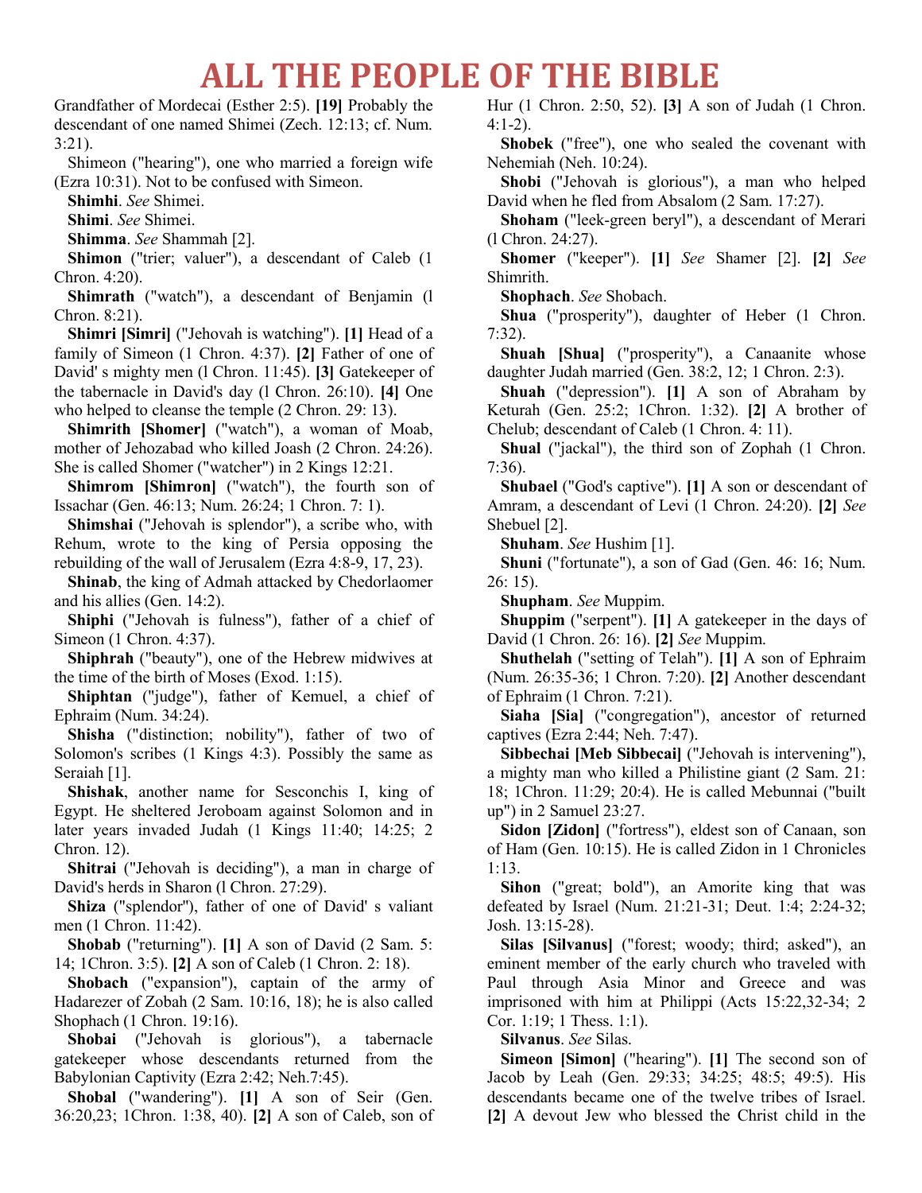Grandfather of Mordecai (Esther 2:5). **[19]** Probably the descendant of one named Shimei (Zech. 12:13; cf. Num. 3:21).

Shimeon ("hearing"), one who married a foreign wife (Ezra 10:31). Not to be confused with Simeon.

**Shimhi**. *See* Shimei.

**Shimi**. *See* Shimei.

**Shimma**. *See* Shammah [2].

**Shimon** ("trier; valuer"), a descendant of Caleb (1 Chron. 4:20).

**Shimrath** ("watch"), a descendant of Benjamin (l Chron. 8:21).

**Shimri [Simri]** ("Jehovah is watching"). **[1]** Head of a family of Simeon (1 Chron. 4:37). **[2]** Father of one of David' s mighty men (l Chron. 11:45). **[3]** Gatekeeper of the tabernacle in David's day (l Chron. 26:10). **[4]** One who helped to cleanse the temple (2 Chron. 29: 13).

**Shimrith [Shomer]** ("watch"), a woman of Moab, mother of Jehozabad who killed Joash (2 Chron. 24:26). She is called Shomer ("watcher") in 2 Kings 12:21.

**Shimrom [Shimron]** ("watch"), the fourth son of Issachar (Gen. 46:13; Num. 26:24; 1 Chron. 7: 1).

**Shimshai** ("Jehovah is splendor"), a scribe who, with Rehum, wrote to the king of Persia opposing the rebuilding of the wall of Jerusalem (Ezra 4:8-9, 17, 23).

**Shinab**, the king of Admah attacked by Chedorlaomer and his allies (Gen. 14:2).

**Shiphi** ("Jehovah is fulness"), father of a chief of Simeon (1 Chron. 4:37).

**Shiphrah** ("beauty"), one of the Hebrew midwives at the time of the birth of Moses (Exod. 1:15).

**Shiphtan** ("judge"), father of Kemuel, a chief of Ephraim (Num. 34:24).

**Shisha** ("distinction; nobility"), father of two of Solomon's scribes (1 Kings 4:3). Possibly the same as Seraiah [1].

**Shishak**, another name for Sesconchis I, king of Egypt. He sheltered Jeroboam against Solomon and in later years invaded Judah (1 Kings 11:40; 14:25; 2 Chron. 12).

**Shitrai** ("Jehovah is deciding"), a man in charge of David's herds in Sharon (l Chron. 27:29).

**Shiza** ("splendor"), father of one of David' s valiant men (1 Chron. 11:42).

**Shobab** ("returning"). **[1]** A son of David (2 Sam. 5: 14; 1Chron. 3:5). **[2]** A son of Caleb (1 Chron. 2: 18).

**Shobach** ("expansion"), captain of the army of Hadarezer of Zobah (2 Sam. 10:16, 18); he is also called Shophach (1 Chron. 19:16).

**Shobai** ("Jehovah is glorious"), a tabernacle gatekeeper whose descendants returned from the Babylonian Captivity (Ezra 2:42; Neh.7:45).

**Shobal** ("wandering"). **[1]** A son of Seir (Gen. 36:20,23; 1Chron. 1:38, 40). **[2]** A son of Caleb, son of Hur (1 Chron. 2:50, 52). **[3]** A son of Judah (1 Chron. 4:1-2).

**Shobek** ("free"), one who sealed the covenant with Nehemiah (Neh. 10:24).

**Shobi** ("Jehovah is glorious"), a man who helped David when he fled from Absalom (2 Sam. 17:27).

**Shoham** ("leek-green beryl"), a descendant of Merari (l Chron. 24:27).

**Shomer** ("keeper"). **[1]** *See* Shamer [2]. **[2]** *See* Shimrith.

**Shophach**. *See* Shobach.

**Shua** ("prosperity"), daughter of Heber (1 Chron. 7:32).

**Shuah [Shua]** ("prosperity"), a Canaanite whose daughter Judah married (Gen. 38:2, 12; 1 Chron. 2:3).

**Shuah** ("depression"). **[1]** A son of Abraham by Keturah (Gen. 25:2; 1Chron. 1:32). **[2]** A brother of Chelub; descendant of Caleb (1 Chron. 4: 11).

**Shual** ("jackal"), the third son of Zophah (1 Chron. 7:36).

**Shubael** ("God's captive"). **[1]** A son or descendant of Amram, a descendant of Levi (1 Chron. 24:20). **[2]** *See* Shebuel [2].

**Shuham**. *See* Hushim [1].

**Shuni** ("fortunate"), a son of Gad (Gen. 46: 16; Num. 26: 15).

**Shupham**. *See* Muppim.

**Shuppim** ("serpent"). **[1]** A gatekeeper in the days of David (1 Chron. 26: 16). **[2]** *See* Muppim.

**Shuthelah** ("setting of Telah"). **[1]** A son of Ephraim (Num. 26:35-36; 1 Chron. 7:20). **[2]** Another descendant of Ephraim (1 Chron. 7:21).

**Siaha [Sia]** ("congregation"), ancestor of returned captives (Ezra 2:44; Neh. 7:47).

**Sibbechai [Meb Sibbecai]** ("Jehovah is intervening"), a mighty man who killed a Philistine giant (2 Sam. 21: 18; 1Chron. 11:29; 20:4). He is called Mebunnai ("built up") in 2 Samuel 23:27.

**Sidon [Zidon]** ("fortress"), eldest son of Canaan, son of Ham (Gen. 10:15). He is called Zidon in 1 Chronicles 1:13.

**Sihon** ("great; bold"), an Amorite king that was defeated by Israel (Num. 21:21-31; Deut. 1:4; 2:24-32; Josh. 13:15-28).

**Silas [Silvanus]** ("forest; woody; third; asked"), an eminent member of the early church who traveled with Paul through Asia Minor and Greece and was imprisoned with him at Philippi (Acts 15:22,32-34; 2 Cor. 1:19; 1 Thess. 1:1).

**Silvanus**. *See* Silas.

**Simeon [Simon]** ("hearing"). **[1]** The second son of Jacob by Leah (Gen. 29:33; 34:25; 48:5; 49:5). His descendants became one of the twelve tribes of Israel. **[2]** A devout Jew who blessed the Christ child in the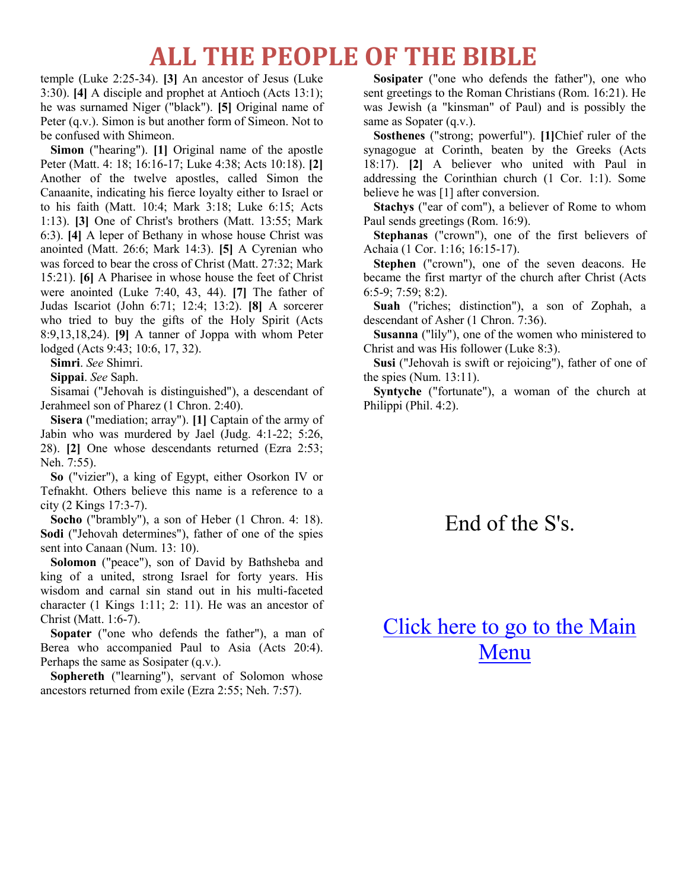temple (Luke 2:25-34). **[3]** An ancestor of Jesus (Luke 3:30). **[4]** A disciple and prophet at Antioch (Acts 13:1); he was surnamed Niger ("black"). **[5]** Original name of Peter (q.v.). Simon is but another form of Simeon. Not to be confused with Shimeon.

**Simon** ("hearing"). **[1]** Original name of the apostle Peter (Matt. 4: 18; 16:16-17; Luke 4:38; Acts 10:18). **[2]** Another of the twelve apostles, called Simon the Canaanite, indicating his fierce loyalty either to Israel or to his faith (Matt. 10:4; Mark 3:18; Luke 6:15; Acts 1:13). **[3]** One of Christ's brothers (Matt. 13:55; Mark 6:3). **[4]** A leper of Bethany in whose house Christ was anointed (Matt. 26:6; Mark 14:3). **[5]** A Cyrenian who was forced to bear the cross of Christ (Matt. 27:32; Mark 15:21). **[6]** A Pharisee in whose house the feet of Christ were anointed (Luke 7:40, 43, 44). **[7]** The father of Judas Iscariot (John 6:71; 12:4; 13:2). **[8]** A sorcerer who tried to buy the gifts of the Holy Spirit (Acts 8:9,13,18,24). **[9]** A tanner of Joppa with whom Peter lodged (Acts 9:43; 10:6, 17, 32).

**Simri**. *See* Shimri.

**Sippai**. *See* Saph.

Sisamai ("Jehovah is distinguished"), a descendant of Jerahmeel son of Pharez (1 Chron. 2:40).

**Sisera** ("mediation; array"). **[1]** Captain of the army of Jabin who was murdered by Jael (Judg. 4:1-22; 5:26, 28). **[2]** One whose descendants returned (Ezra 2:53; Neh. 7:55).

**So** ("vizier"), a king of Egypt, either Osorkon IV or Tefnakht. Others believe this name is a reference to a city (2 Kings 17:3-7).

**Socho** ("brambly"), a son of Heber (1 Chron. 4: 18). **Sodi** ("Jehovah determines"), father of one of the spies sent into Canaan (Num. 13: 10).

**Solomon** ("peace"), son of David by Bathsheba and king of a united, strong Israel for forty years. His wisdom and carnal sin stand out in his multi-faceted character (1 Kings 1:11; 2: 11). He was an ancestor of Christ (Matt. 1:6-7).

**Sopater** ("one who defends the father"), a man of Berea who accompanied Paul to Asia (Acts 20:4). Perhaps the same as Sosipater (q.v.).

**Sophereth** ("learning"), servant of Solomon whose ancestors returned from exile (Ezra 2:55; Neh. 7:57).

**Sosipater** ("one who defends the father"), one who sent greetings to the Roman Christians (Rom. 16:21). He was Jewish (a "kinsman" of Paul) and is possibly the same as Sopater (q.v.).

**Sosthenes** ("strong; powerful"). **[1]**Chief ruler of the synagogue at Corinth, beaten by the Greeks (Acts 18:17). **[2]** A believer who united with Paul in addressing the Corinthian church (1 Cor. 1:1). Some believe he was [1] after conversion.

**Stachys** ("ear of com"), a believer of Rome to whom Paul sends greetings (Rom. 16:9).

**Stephanas** ("crown"), one of the first believers of Achaia (1 Cor. 1:16; 16:15-17).

**Stephen** ("crown"), one of the seven deacons. He became the first martyr of the church after Christ (Acts 6:5-9; 7:59; 8:2).

**Suah** ("riches; distinction"), a son of Zophah, a descendant of Asher (1 Chron. 7:36).

**Susanna** ("lily"), one of the women who ministered to Christ and was His follower (Luke 8:3).

**Susi** ("Jehovah is swift or rejoicing"), father of one of the spies (Num. 13:11).

**Syntyche** ("fortunate"), a woman of the church at Philippi (Phil. 4:2).

End of the S's.

[Click here to go to the Main Menu]